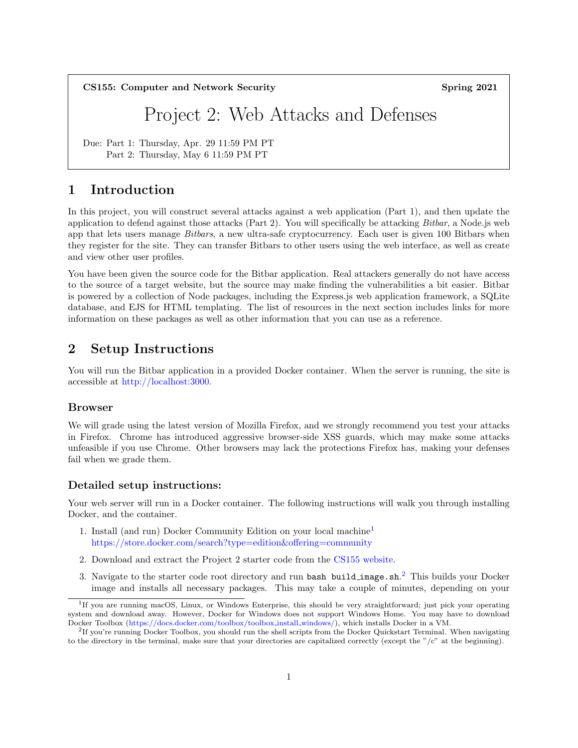**CS155: Computer and Network Security** **Spring 2021**

# Project 2: Web Attacks and Defenses

Due: Part 1: Thursday, Apr. 29 11:59 PM PT
Part 2: Thursday, May 6 11:59 PM PT

## 1 Introduction

In this project, you will construct several attacks against a web application (Part 1), and then update the application to defend against those attacks (Part 2). You will specifically be attacking *Bitbar*, a Node.js web app that lets users manage *Bitbars*, a new ultra-safe cryptocurrency. Each user is given 100 Bitbars when they register for the site. They can transfer Bitbars to other users using the web interface, as well as create and view other user profiles.

You have been given the source code for the Bitbar application. Real attackers generally do not have access to the source of a target website, but the source may make finding the vulnerabilities a bit easier. Bitbar is powered by a collection of Node packages, including the Express.js web application framework, a SQLite database, and EJS for HTML templating. The list of resources in the next section includes links for more information on these packages as well as other information that you can use as a reference.

## 2 Setup Instructions

You will run the Bitbar application in a provided Docker container. When the server is running, the site is accessible at http://localhost:3000.

### Browser

We will grade using the latest version of Mozilla Firefox, and we strongly recommend you test your attacks in Firefox. Chrome has introduced aggressive browser-side XSS guards, which may make some attacks unfeasible if you use Chrome. Other browsers may lack the protections Firefox has, making your defenses fail when we grade them.

### Detailed setup instructions:

Your web server will run in a Docker container. The following instructions will walk you through installing Docker, and the container.

1. Install (and run) Docker Community Edition on your local machine[1]
   https://store.docker.com/search?type=edition&offering=community
2. Download and extract the Project 2 starter code from the CS155 website.
3. Navigate to the starter code root directory and run `bash build_image.sh`.[2] This builds your Docker image and installs all necessary packages. This may take a couple of minutes, depending on your

---

[1] If you are running macOS, Linux, or Windows Enterprise, this should be very straightforward; just pick your operating system and download away. However, Docker for Windows does not support Windows Home. You may have to download Docker Toolbox (https://docs.docker.com/toolbox/toolbox_install_windows/), which installs Docker in a VM.

[2] If you're running Docker Toolbox, you should run the shell scripts from the Docker Quickstart Terminal. When navigating to the directory in the terminal, make sure that your directories are capitalized correctly (except the "/c" at the beginning).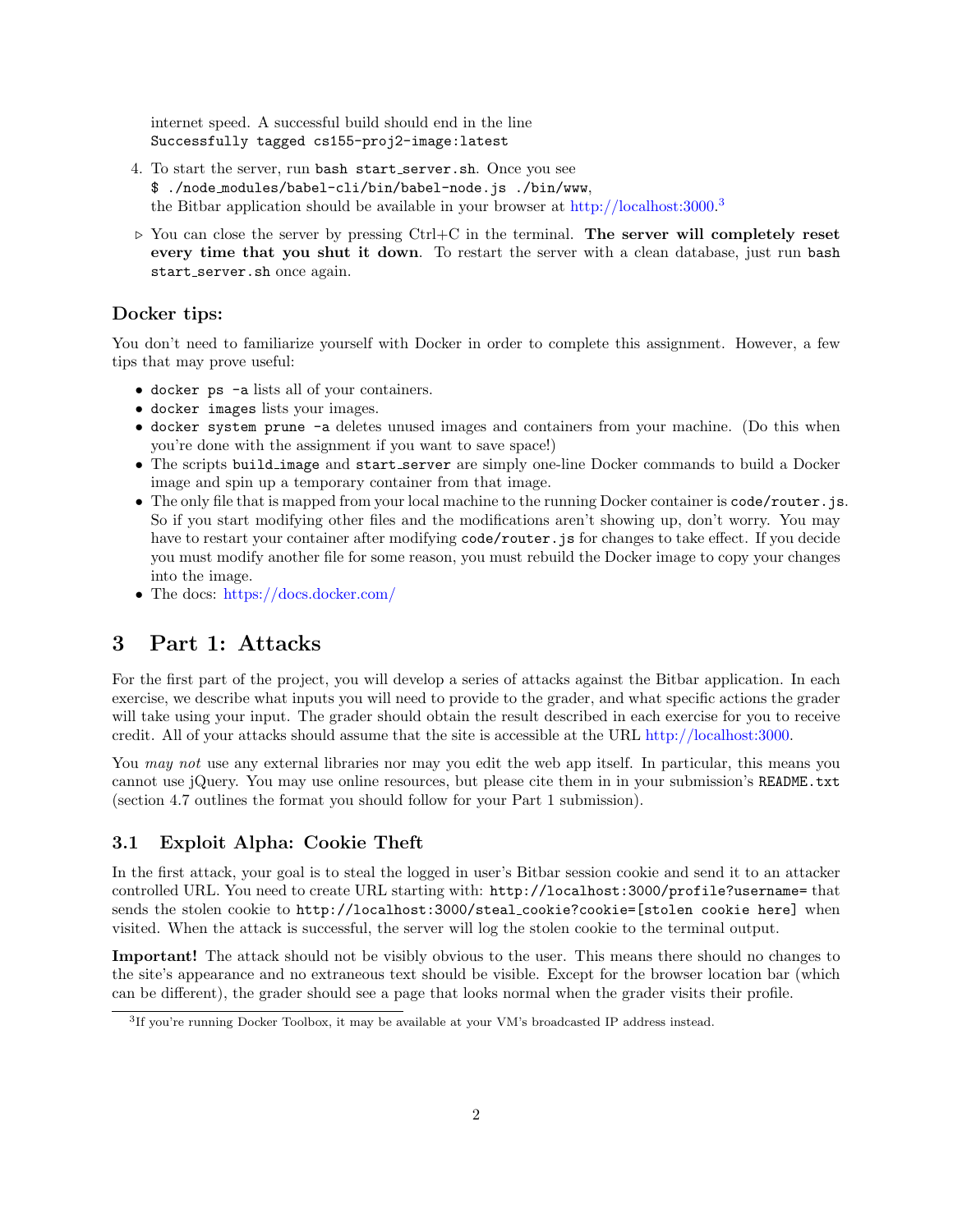internet speed. A successful build should end in the line
`Successfully tagged cs155-proj2-image:latest`

4. To start the server, run `bash start_server.sh`. Once you see
   `$ ./node_modules/babel-cli/bin/babel-node.js ./bin/www`,
   the Bitbar application should be available in your browser at http://localhost:3000.[3]

▷ You can close the server by pressing Ctrl+C in the terminal. **The server will completely reset every time that you shut it down**. To restart the server with a clean database, just run `bash start_server.sh` once again.

### Docker tips:

You don't need to familiarize yourself with Docker in order to complete this assignment. However, a few tips that may prove useful:

- `docker ps -a` lists all of your containers.
- `docker images` lists your images.
- `docker system prune -a` deletes unused images and containers from your machine. (Do this when you're done with the assignment if you want to save space!)
- The scripts `build_image` and `start_server` are simply one-line Docker commands to build a Docker image and spin up a temporary container from that image.
- The only file that is mapped from your local machine to the running Docker container is `code/router.js`. So if you start modifying other files and the modifications aren't showing up, don't worry. You may have to restart your container after modifying `code/router.js` for changes to take effect. If you decide you must modify another file for some reason, you must rebuild the Docker image to copy your changes into the image.
- The docs: https://docs.docker.com/

## 3 Part 1: Attacks

For the first part of the project, you will develop a series of attacks against the Bitbar application. In each exercise, we describe what inputs you will need to provide to the grader, and what specific actions the grader will take using your input. The grader should obtain the result described in each exercise for you to receive credit. All of your attacks should assume that the site is accessible at the URL http://localhost:3000.

You *may not* use any external libraries nor may you edit the web app itself. In particular, this means you cannot use jQuery. You may use online resources, but please cite them in in your submission's `README.txt` (section 4.7 outlines the format you should follow for your Part 1 submission).

### 3.1 Exploit Alpha: Cookie Theft

In the first attack, your goal is to steal the logged in user's Bitbar session cookie and send it to an attacker controlled URL. You need to create URL starting with: `http://localhost:3000/profile?username=` that sends the stolen cookie to `http://localhost:3000/steal_cookie?cookie=[stolen cookie here]` when visited. When the attack is successful, the server will log the stolen cookie to the terminal output.

**Important!** The attack should not be visibly obvious to the user. This means there should no changes to the site's appearance and no extraneous text should be visible. Except for the browser location bar (which can be different), the grader should see a page that looks normal when the grader visits their profile.

[3] If you're running Docker Toolbox, it may be available at your VM's broadcasted IP address instead.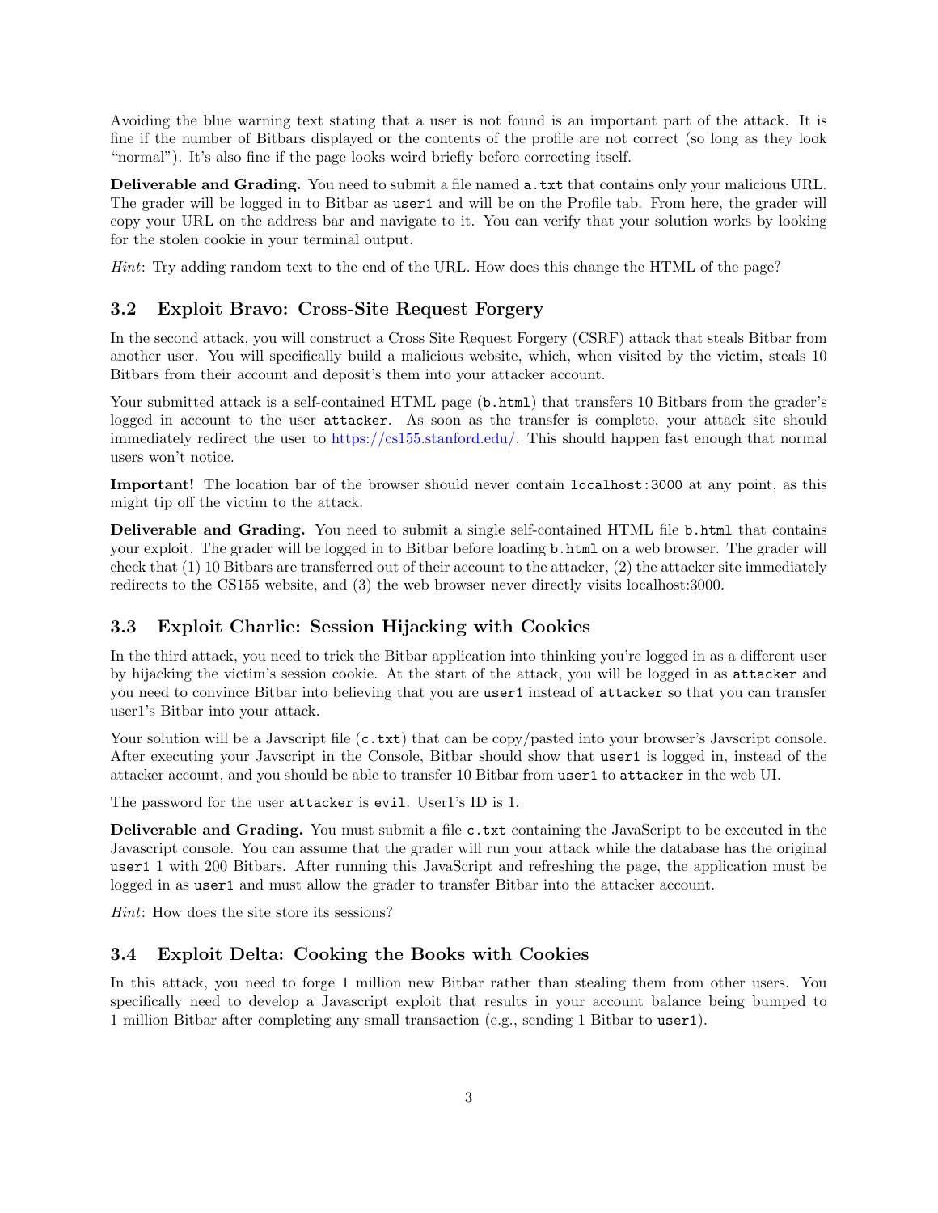Avoiding the blue warning text stating that a user is not found is an important part of the attack. It is fine if the number of Bitbars displayed or the contents of the profile are not correct (so long as they look "normal"). It's also fine if the page looks weird briefly before correcting itself.

**Deliverable and Grading.** You need to submit a file named `a.txt` that contains only your malicious URL. The grader will be logged in to Bitbar as `user1` and will be on the Profile tab. From here, the grader will copy your URL on the address bar and navigate to it. You can verify that your solution works by looking for the stolen cookie in your terminal output.

*Hint*: Try adding random text to the end of the URL. How does this change the HTML of the page?

### 3.2 Exploit Bravo: Cross-Site Request Forgery

In the second attack, you will construct a Cross Site Request Forgery (CSRF) attack that steals Bitbar from another user. You will specifically build a malicious website, which, when visited by the victim, steals 10 Bitbars from their account and deposit's them into your attacker account.

Your submitted attack is a self-contained HTML page (`b.html`) that transfers 10 Bitbars from the grader's logged in account to the user `attacker`. As soon as the transfer is complete, your attack site should immediately redirect the user to https://cs155.stanford.edu/. This should happen fast enough that normal users won't notice.

**Important!** The location bar of the browser should never contain `localhost:3000` at any point, as this might tip off the victim to the attack.

**Deliverable and Grading.** You need to submit a single self-contained HTML file `b.html` that contains your exploit. The grader will be logged in to Bitbar before loading `b.html` on a web browser. The grader will check that (1) 10 Bitbars are transferred out of their account to the attacker, (2) the attacker site immediately redirects to the CS155 website, and (3) the web browser never directly visits localhost:3000.

### 3.3 Exploit Charlie: Session Hijacking with Cookies

In the third attack, you need to trick the Bitbar application into thinking you're logged in as a different user by hijacking the victim's session cookie. At the start of the attack, you will be logged in as `attacker` and you need to convince Bitbar into believing that you are `user1` instead of `attacker` so that you can transfer user1's Bitbar into your attack.

Your solution will be a Javscript file (`c.txt`) that can be copy/pasted into your browser's Javscript console. After executing your Javscript in the Console, Bitbar should show that `user1` is logged in, instead of the attacker account, and you should be able to transfer 10 Bitbar from `user1` to `attacker` in the web UI.

The password for the user `attacker` is `evil`. User1's ID is 1.

**Deliverable and Grading.** You must submit a file `c.txt` containing the JavaScript to be executed in the Javascript console. You can assume that the grader will run your attack while the database has the original `user1` 1 with 200 Bitbars. After running this JavaScript and refreshing the page, the application must be logged in as `user1` and must allow the grader to transfer Bitbar into the attacker account.

*Hint*: How does the site store its sessions?

### 3.4 Exploit Delta: Cooking the Books with Cookies

In this attack, you need to forge 1 million new Bitbar rather than stealing them from other users. You specifically need to develop a Javascript exploit that results in your account balance being bumped to 1 million Bitbar after completing any small transaction (e.g., sending 1 Bitbar to `user1`).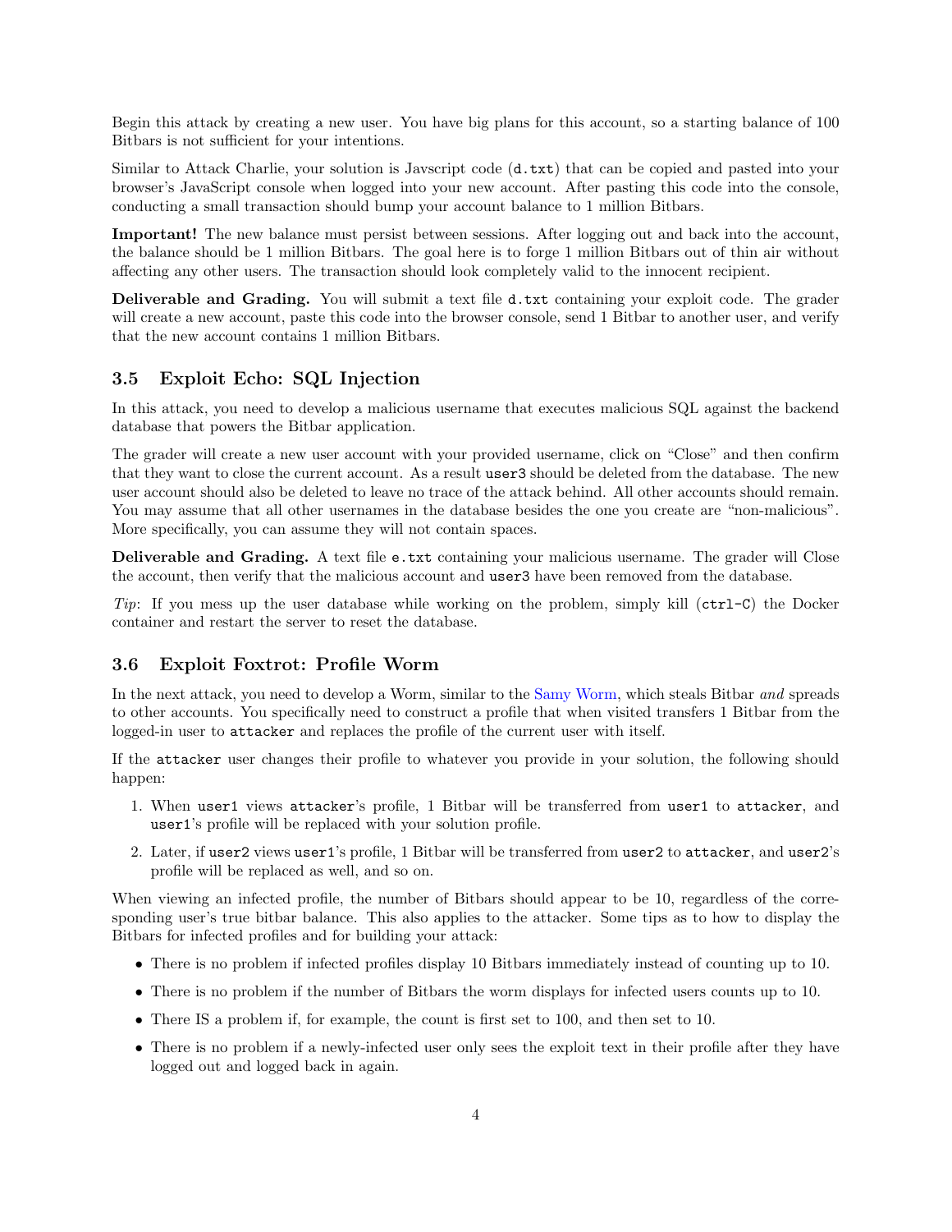Begin this attack by creating a new user. You have big plans for this account, so a starting balance of 100 Bitbars is not sufficient for your intentions.

Similar to Attack Charlie, your solution is Javscript code (`d.txt`) that can be copied and pasted into your browser's JavaScript console when logged into your new account. After pasting this code into the console, conducting a small transaction should bump your account balance to 1 million Bitbars.

**Important!** The new balance must persist between sessions. After logging out and back into the account, the balance should be 1 million Bitbars. The goal here is to forge 1 million Bitbars out of thin air without affecting any other users. The transaction should look completely valid to the innocent recipient.

**Deliverable and Grading.** You will submit a text file `d.txt` containing your exploit code. The grader will create a new account, paste this code into the browser console, send 1 Bitbar to another user, and verify that the new account contains 1 million Bitbars.

### 3.5 Exploit Echo: SQL Injection

In this attack, you need to develop a malicious username that executes malicious SQL against the backend database that powers the Bitbar application.

The grader will create a new user account with your provided username, click on "Close" and then confirm that they want to close the current account. As a result `user3` should be deleted from the database. The new user account should also be deleted to leave no trace of the attack behind. All other accounts should remain. You may assume that all other usernames in the database besides the one you create are "non-malicious". More specifically, you can assume they will not contain spaces.

**Deliverable and Grading.** A text file `e.txt` containing your malicious username. The grader will Close the account, then verify that the malicious account and `user3` have been removed from the database.

*Tip*: If you mess up the user database while working on the problem, simply kill (`ctrl-C`) the Docker container and restart the server to reset the database.

### 3.6 Exploit Foxtrot: Profile Worm

In the next attack, you need to develop a Worm, similar to the Samy Worm, which steals Bitbar *and* spreads to other accounts. You specifically need to construct a profile that when visited transfers 1 Bitbar from the logged-in user to `attacker` and replaces the profile of the current user with itself.

If the `attacker` user changes their profile to whatever you provide in your solution, the following should happen:

1. When `user1` views `attacker`'s profile, 1 Bitbar will be transferred from `user1` to `attacker`, and `user1`'s profile will be replaced with your solution profile.
2. Later, if `user2` views `user1`'s profile, 1 Bitbar will be transferred from `user2` to `attacker`, and `user2`'s profile will be replaced as well, and so on.

When viewing an infected profile, the number of Bitbars should appear to be 10, regardless of the corresponding user's true bitbar balance. This also applies to the attacker. Some tips as to how to display the Bitbars for infected profiles and for building your attack:

- There is no problem if infected profiles display 10 Bitbars immediately instead of counting up to 10.
- There is no problem if the number of Bitbars the worm displays for infected users counts up to 10.
- There IS a problem if, for example, the count is first set to 100, and then set to 10.
- There is no problem if a newly-infected user only sees the exploit text in their profile after they have logged out and logged back in again.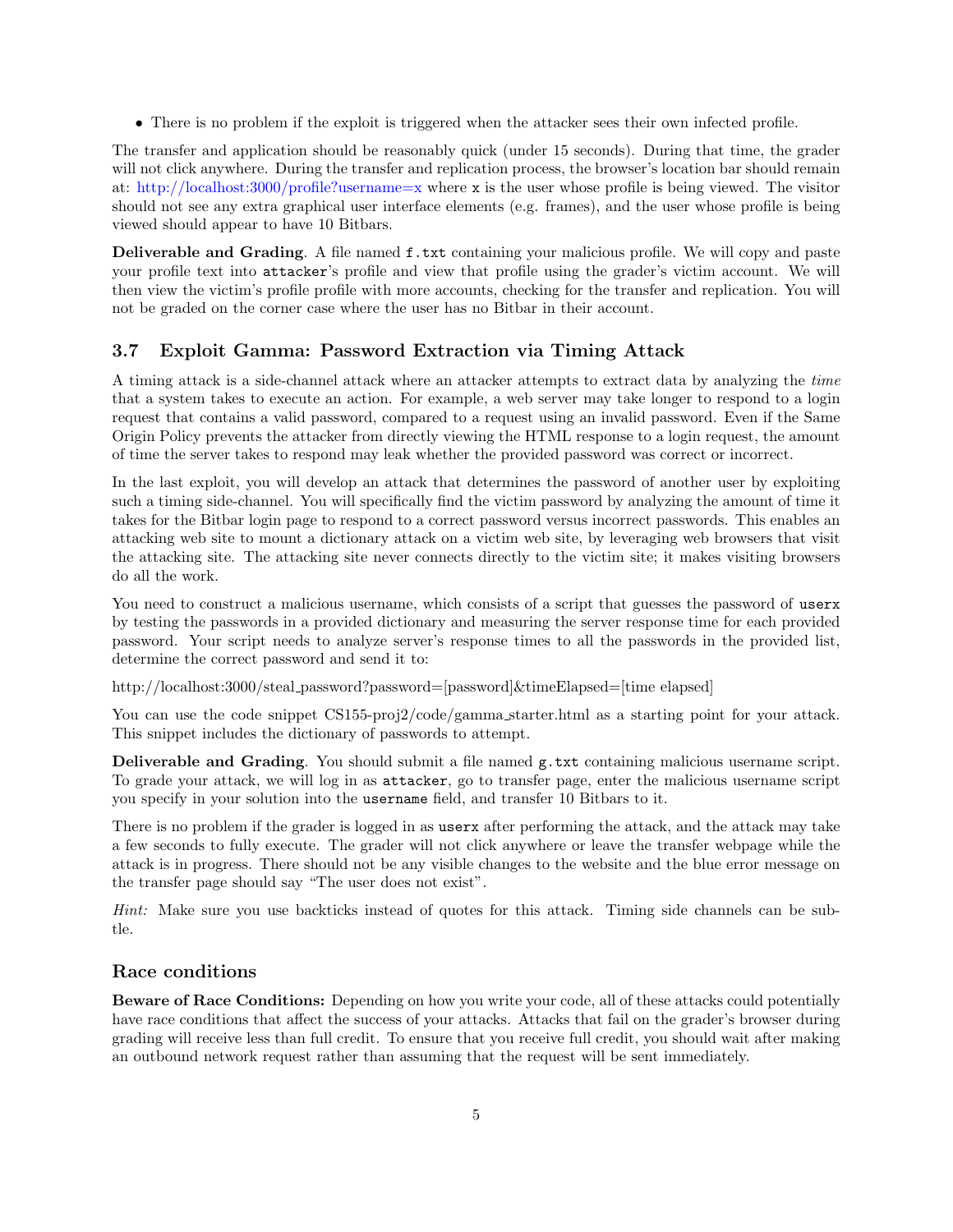- There is no problem if the exploit is triggered when the attacker sees their own infected profile.

The transfer and application should be reasonably quick (under 15 seconds). During that time, the grader will not click anywhere. During the transfer and replication process, the browser's location bar should remain at: http://localhost:3000/profile?username=x where `x` is the user whose profile is being viewed. The visitor should not see any extra graphical user interface elements (e.g. frames), and the user whose profile is being viewed should appear to have 10 Bitbars.

**Deliverable and Grading**. A file named `f.txt` containing your malicious profile. We will copy and paste your profile text into `attacker`'s profile and view that profile using the grader's victim account. We will then view the victim's profile profile with more accounts, checking for the transfer and replication. You will not be graded on the corner case where the user has no Bitbar in their account.

### 3.7 Exploit Gamma: Password Extraction via Timing Attack

A timing attack is a side-channel attack where an attacker attempts to extract data by analyzing the *time* that a system takes to execute an action. For example, a web server may take longer to respond to a login request that contains a valid password, compared to a request using an invalid password. Even if the Same Origin Policy prevents the attacker from directly viewing the HTML response to a login request, the amount of time the server takes to respond may leak whether the provided password was correct or incorrect.

In the last exploit, you will develop an attack that determines the password of another user by exploiting such a timing side-channel. You will specifically find the victim password by analyzing the amount of time it takes for the Bitbar login page to respond to a correct password versus incorrect passwords. This enables an attacking web site to mount a dictionary attack on a victim web site, by leveraging web browsers that visit the attacking site. The attacking site never connects directly to the victim site; it makes visiting browsers do all the work.

You need to construct a malicious username, which consists of a script that guesses the password of `userx` by testing the passwords in a provided dictionary and measuring the server response time for each provided password. Your script needs to analyze server's response times to all the passwords in the provided list, determine the correct password and send it to:

http://localhost:3000/steal_password?password=[password]&timeElapsed=[time elapsed]

You can use the code snippet CS155-proj2/code/gamma_starter.html as a starting point for your attack. This snippet includes the dictionary of passwords to attempt.

**Deliverable and Grading**. You should submit a file named `g.txt` containing malicious username script. To grade your attack, we will log in as `attacker`, go to transfer page, enter the malicious username script you specify in your solution into the `username` field, and transfer 10 Bitbars to it.

There is no problem if the grader is logged in as `userx` after performing the attack, and the attack may take a few seconds to fully execute. The grader will not click anywhere or leave the transfer webpage while the attack is in progress. There should not be any visible changes to the website and the blue error message on the transfer page should say "The user does not exist".

*Hint:* Make sure you use backticks instead of quotes for this attack. Timing side channels can be subtle.

## Race conditions

**Beware of Race Conditions:** Depending on how you write your code, all of these attacks could potentially have race conditions that affect the success of your attacks. Attacks that fail on the grader's browser during grading will receive less than full credit. To ensure that you receive full credit, you should wait after making an outbound network request rather than assuming that the request will be sent immediately.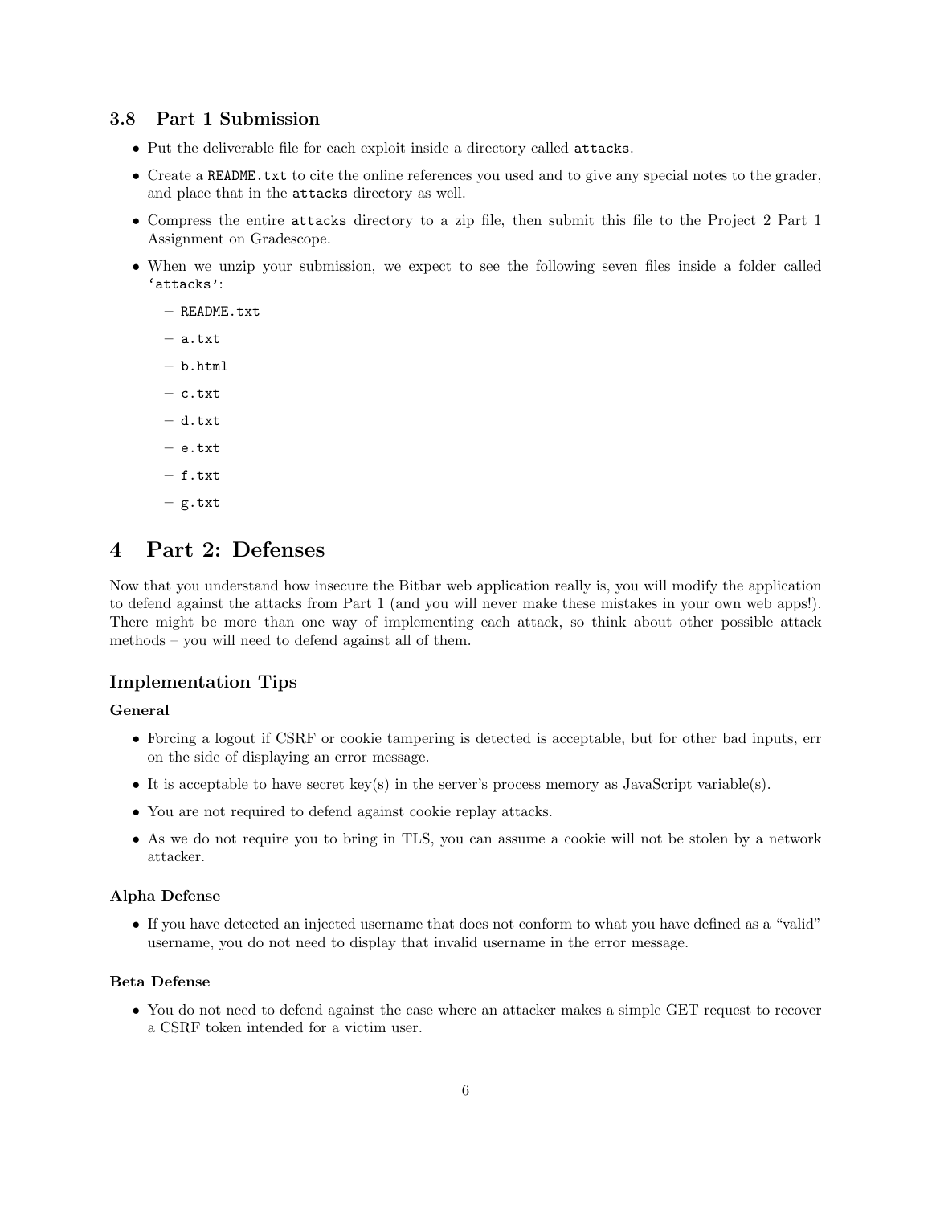### 3.8 Part 1 Submission

- Put the deliverable file for each exploit inside a directory called `attacks`.
- Create a `README.txt` to cite the online references you used and to give any special notes to the grader, and place that in the `attacks` directory as well.
- Compress the entire `attacks` directory to a zip file, then submit this file to the Project 2 Part 1 Assignment on Gradescope.
- When we unzip your submission, we expect to see the following seven files inside a folder called '`attacks`':
  - `README.txt`
  - `a.txt`
  - `b.html`
  - `c.txt`
  - `d.txt`
  - `e.txt`
  - `f.txt`
  - `g.txt`

# 4 Part 2: Defenses

Now that you understand how insecure the Bitbar web application really is, you will modify the application to defend against the attacks from Part 1 (and you will never make these mistakes in your own web apps!). There might be more than one way of implementing each attack, so think about other possible attack methods – you will need to defend against all of them.

### Implementation Tips

#### General

- Forcing a logout if CSRF or cookie tampering is detected is acceptable, but for other bad inputs, err on the side of displaying an error message.
- It is acceptable to have secret key(s) in the server's process memory as JavaScript variable(s).
- You are not required to defend against cookie replay attacks.
- As we do not require you to bring in TLS, you can assume a cookie will not be stolen by a network attacker.

#### Alpha Defense

- If you have detected an injected username that does not conform to what you have defined as a "valid" username, you do not need to display that invalid username in the error message.

#### Beta Defense

- You do not need to defend against the case where an attacker makes a simple GET request to recover a CSRF token intended for a victim user.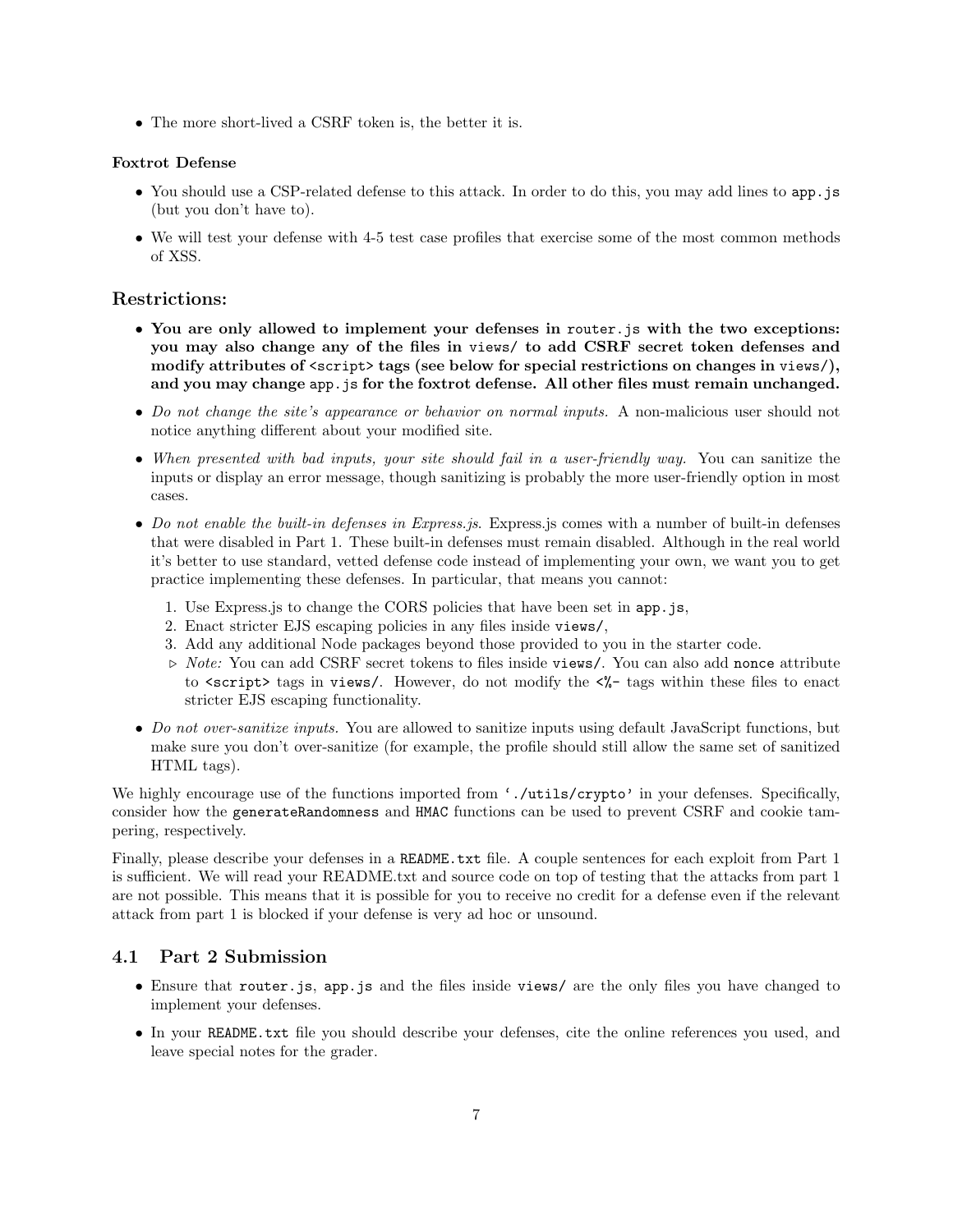- The more short-lived a CSRF token is, the better it is.

**Foxtrot Defense**

- You should use a CSP-related defense to this attack. In order to do this, you may add lines to `app.js` (but you don't have to).
- We will test your defense with 4-5 test case profiles that exercise some of the most common methods of XSS.

### Restrictions:

- **You are only allowed to implement your defenses in `router.js` with the two exceptions: you may also change any of the files in `views/` to add CSRF secret token defenses and modify attributes of `<script>` tags (see below for special restrictions on changes in `views/`), and you may change `app.js` for the foxtrot defense. All other files must remain unchanged.**
- *Do not change the site's appearance or behavior on normal inputs.* A non-malicious user should not notice anything different about your modified site.
- *When presented with bad inputs, your site should fail in a user-friendly way.* You can sanitize the inputs or display an error message, though sanitizing is probably the more user-friendly option in most cases.
- *Do not enable the built-in defenses in Express.js.* Express.js comes with a number of built-in defenses that were disabled in Part 1. These built-in defenses must remain disabled. Although in the real world it's better to use standard, vetted defense code instead of implementing your own, we want you to get practice implementing these defenses. In particular, that means you cannot:
  1. Use Express.js to change the CORS policies that have been set in `app.js`,
  2. Enact stricter EJS escaping policies in any files inside `views/`,
  3. Add any additional Node packages beyond those provided to you in the starter code.

  ▷ *Note:* You can add CSRF secret tokens to files inside `views/`. You can also add `nonce` attribute to `<script>` tags in `views/`. However, do not modify the `<%-` tags within these files to enact stricter EJS escaping functionality.
- *Do not over-sanitize inputs.* You are allowed to sanitize inputs using default JavaScript functions, but make sure you don't over-sanitize (for example, the profile should still allow the same set of sanitized HTML tags).

We highly encourage use of the functions imported from `'./utils/crypto'` in your defenses. Specifically, consider how the `generateRandomness` and `HMAC` functions can be used to prevent CSRF and cookie tampering, respectively.

Finally, please describe your defenses in a `README.txt` file. A couple sentences for each exploit from Part 1 is sufficient. We will read your README.txt and source code on top of testing that the attacks from part 1 are not possible. This means that it is possible for you to receive no credit for a defense even if the relevant attack from part 1 is blocked if your defense is very ad hoc or unsound.

## 4.1 Part 2 Submission

- Ensure that `router.js`, `app.js` and the files inside `views/` are the only files you have changed to implement your defenses.
- In your `README.txt` file you should describe your defenses, cite the online references you used, and leave special notes for the grader.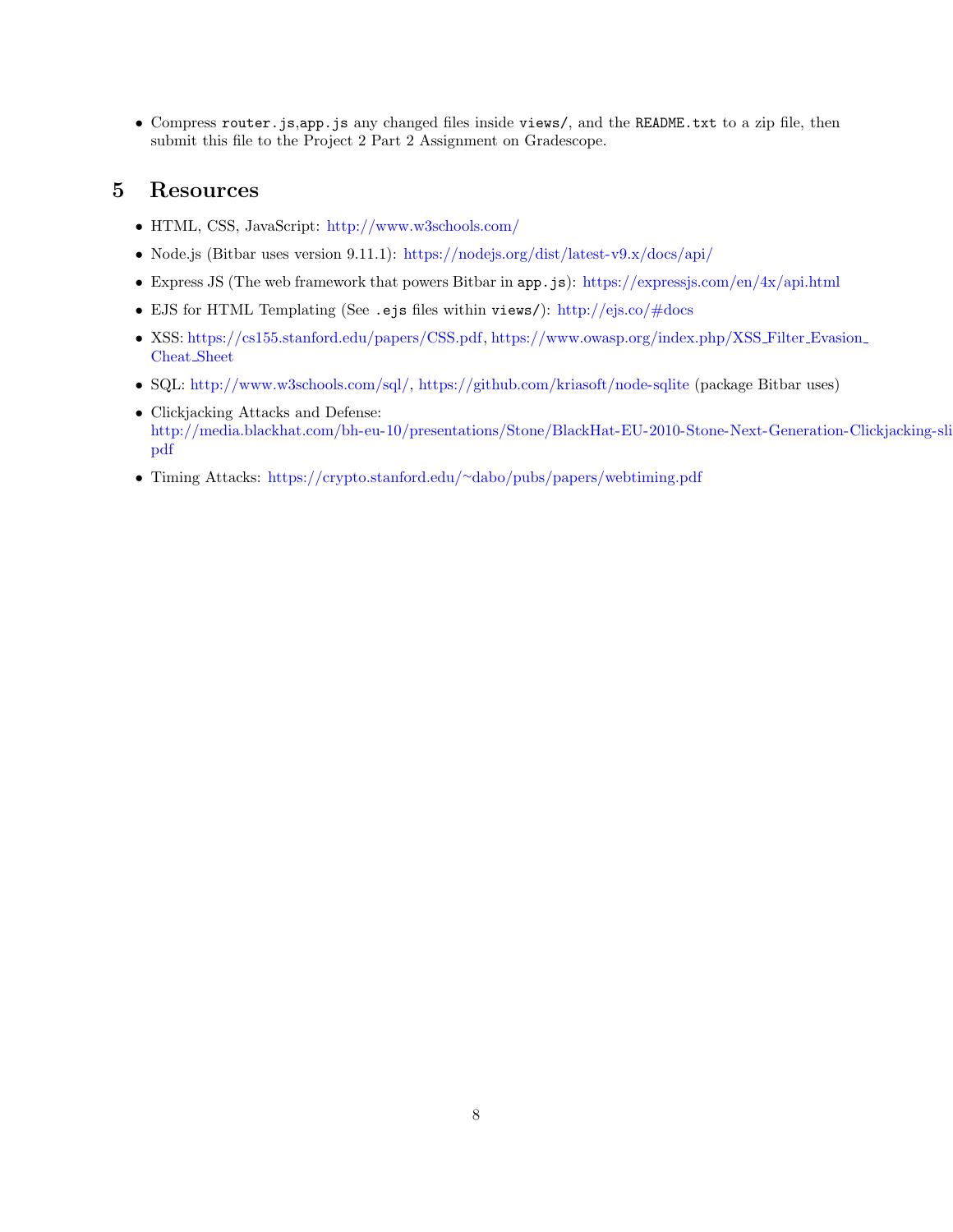- Compress `router.js`,`app.js` any changed files inside `views/`, and the `README.txt` to a zip file, then submit this file to the Project 2 Part 2 Assignment on Gradescope.

## 5 Resources

- HTML, CSS, JavaScript: http://www.w3schools.com/
- Node.js (Bitbar uses version 9.11.1): https://nodejs.org/dist/latest-v9.x/docs/api/
- Express JS (The web framework that powers Bitbar in `app.js`): https://expressjs.com/en/4x/api.html
- EJS for HTML Templating (See `.ejs` files within `views/`): http://ejs.co/#docs
- XSS: https://cs155.stanford.edu/papers/CSS.pdf, https://www.owasp.org/index.php/XSS_Filter_Evasion_Cheat_Sheet
- SQL: http://www.w3schools.com/sql/, https://github.com/kriasoft/node-sqlite (package Bitbar uses)
- Clickjacking Attacks and Defense:
  http://media.blackhat.com/bh-eu-10/presentations/Stone/BlackHat-EU-2010-Stone-Next-Generation-Clickjacking-sli pdf
- Timing Attacks: https://crypto.stanford.edu/~dabo/pubs/papers/webtiming.pdf